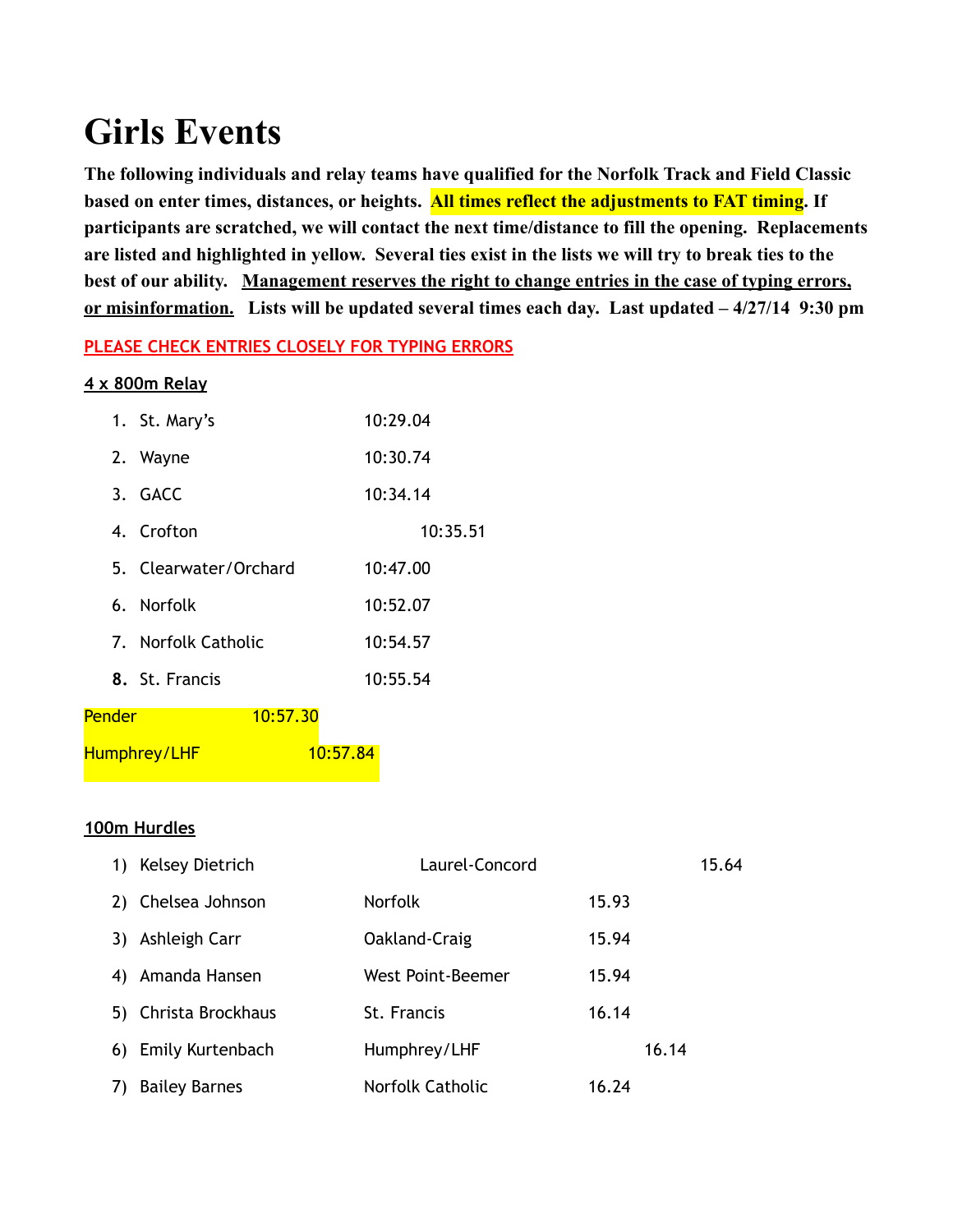# Girls Events

**The following individuals and relay teams have qualified for the Norfolk Track and Field Classic based on enter times, distances, or heights. All times reflect the adjustments to FAT timing. If participants are scratched, we will contact the next time/distance to fill the opening. Replacements are listed and highlighted in yellow. Several ties exist in the lists we will try to break ties to the best of our ability. Management reserves the right to change entries in the case of typing errors, or misinformation. Lists will be updated several times each day. Last updated – 4/27/14 9:30 pm**

PLEASE CHECK ENTRIES CLOSELY FOR TYPING ERRORS

**4 x 800m Relay**

1. St. Mary's 10:29.04
2. Wayne 10:30.74
3. GACC 10:34.14
4. Crofton 10:35.51
5. Clearwater/Orchard 10:47.00
6. Norfolk 10:52.07
7. Norfolk Catholic 10:54.57
8. St. Francis 10:55.54

Pender 10:57.30

Humphrey/LHF 10:57.84

**100m Hurdles**

1) Kelsey Dietrich Laurel-Concord 15.64
2) Chelsea Johnson Norfolk 15.93
3) Ashleigh Carr Oakland-Craig 15.94
4) Amanda Hansen West Point-Beemer 15.94
5) Christa Brockhaus St. Francis 16.14
6) Emily Kurtenbach Humphrey/LHF 16.14
7) Bailey Barnes Norfolk Catholic 16.24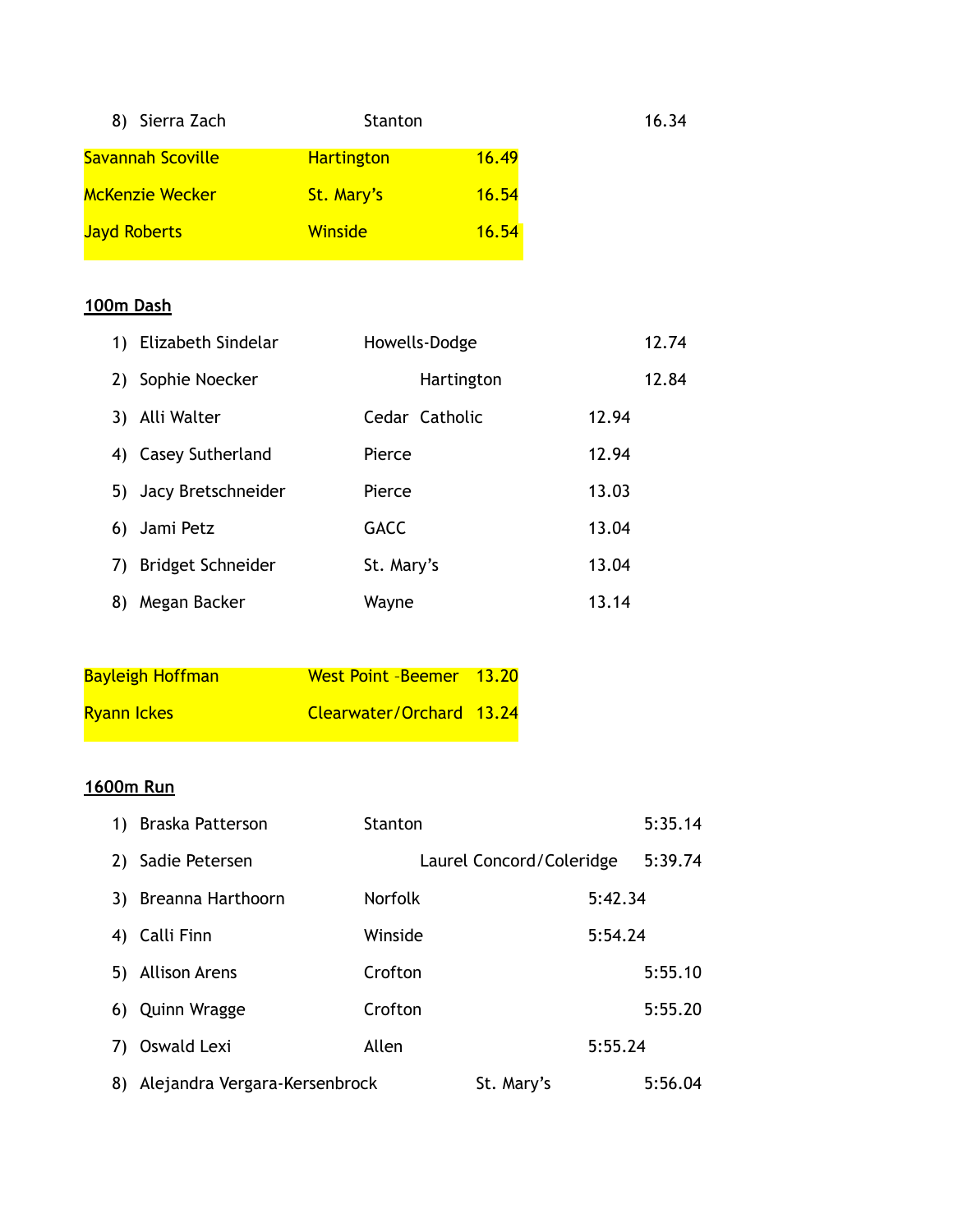8) Sierra Zach Stanton 16.34

| | | |
|---|---|---|
| Savannah Scoville | Hartington | 16.49 |
| McKenzie Wecker | St. Mary's | 16.54 |
| Jayd Roberts | Winside | 16.54 |

**100m Dash**

1) Elizabeth Sindelar Howells-Dodge 12.74
2) Sophie Noecker Hartington 12.84
3) Alli Walter Cedar Catholic 12.94
4) Casey Sutherland Pierce 12.94
5) Jacy Bretschneider Pierce 13.03
6) Jami Petz GACC 13.04
7) Bridget Schneider St. Mary's 13.04
8) Megan Backer Wayne 13.14

| | | |
|---|---|---|
| Bayleigh Hoffman | West Point -Beemer | 13.20 |
| Ryann Ickes | Clearwater/Orchard | 13.24 |

**1600m Run**

1) Braska Patterson Stanton 5:35.14
2) Sadie Petersen Laurel Concord/Coleridge 5:39.74
3) Breanna Harthoorn Norfolk 5:42.34
4) Calli Finn Winside 5:54.24
5) Allison Arens Crofton 5:55.10
6) Quinn Wragge Crofton 5:55.20
7) Oswald Lexi Allen 5:55.24
8) Alejandra Vergara-Kersenbrock St. Mary's 5:56.04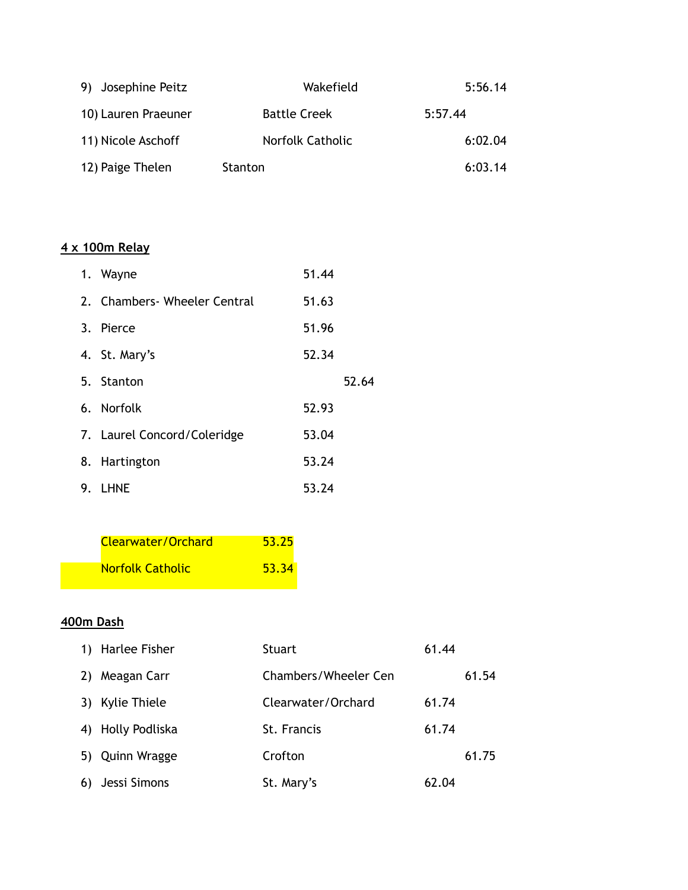9) Josephine Peitz Wakefield 5:56.14

10) Lauren Praeuner Battle Creek 5:57.44

11) Nicole Aschoff Norfolk Catholic 6:02.04

12) Paige Thelen Stanton 6:03.14

**4 x 100m Relay**

1. Wayne 51.44
2. Chambers- Wheeler Central 51.63
3. Pierce 51.96
4. St. Mary's 52.34
5. Stanton 52.64
6. Norfolk 52.93
7. Laurel Concord/Coleridge 53.04
8. Hartington 53.24
9. LHNE 53.24

Clearwater/Orchard 53.25

Norfolk Catholic 53.34

**400m Dash**

1) Harlee Fisher Stuart 61.44

2) Meagan Carr Chambers/Wheeler Cen 61.54

3) Kylie Thiele Clearwater/Orchard 61.74

4) Holly Podliska St. Francis 61.74

5) Quinn Wragge Crofton 61.75

6) Jessi Simons St. Mary's 62.04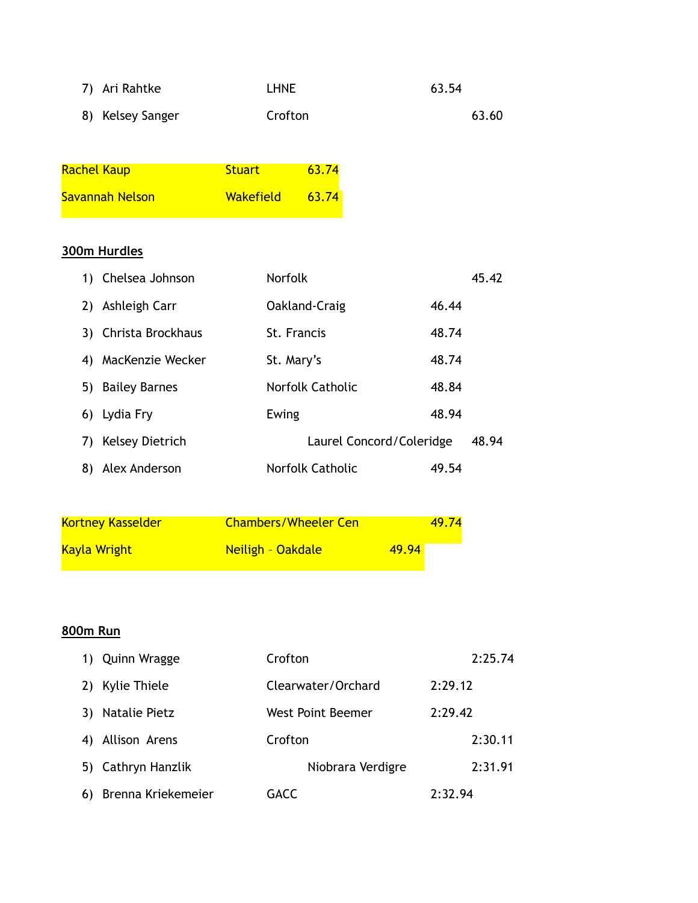7) Ari Rahtke | LHNE | 63.54

8) Kelsey Sanger | Crofton | 63.60

Rachel Kaup | Stuart | 63.74

Savannah Nelson | Wakefield | 63.74

**300m Hurdles**

| Place | Name | School | Time |
|---|---|---|---|
| 1) | Chelsea Johnson | Norfolk | 45.42 |
| 2) | Ashleigh Carr | Oakland-Craig | 46.44 |
| 3) | Christa Brockhaus | St. Francis | 48.74 |
| 4) | MacKenzie Wecker | St. Mary's | 48.74 |
| 5) | Bailey Barnes | Norfolk Catholic | 48.84 |
| 6) | Lydia Fry | Ewing | 48.94 |
| 7) | Kelsey Dietrich | Laurel Concord/Coleridge | 48.94 |
| 8) | Alex Anderson | Norfolk Catholic | 49.54 |

Kortney Kasselder | Chambers/Wheeler Cen | 49.74

Kayla Wright | Neiligh – Oakdale | 49.94

**800m Run**

| Place | Name | School | Time |
|---|---|---|---|
| 1) | Quinn Wragge | Crofton | 2:25.74 |
| 2) | Kylie Thiele | Clearwater/Orchard | 2:29.12 |
| 3) | Natalie Pietz | West Point Beemer | 2:29.42 |
| 4) | Allison Arens | Crofton | 2:30.11 |
| 5) | Cathryn Hanzlik | Niobrara Verdigre | 2:31.91 |
| 6) | Brenna Kriekemeier | GACC | 2:32.94 |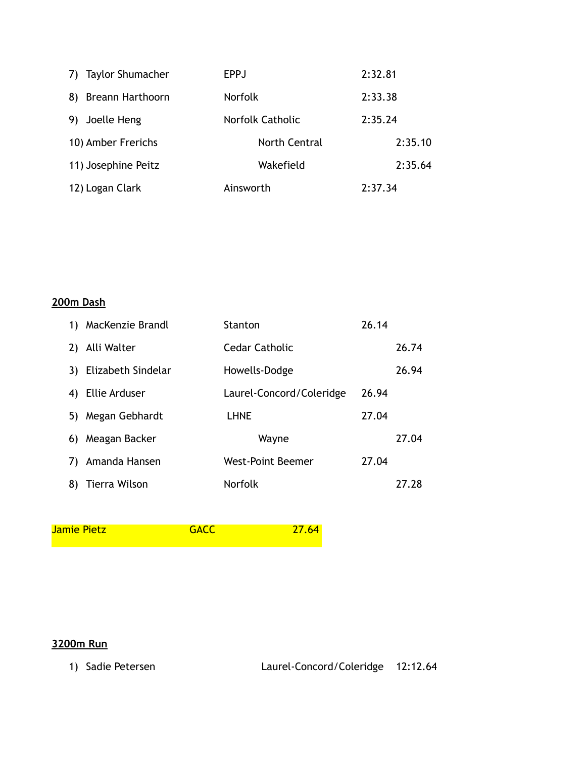7) Taylor Shumacher EPPJ 2:32.81

8) Breann Harthoorn Norfolk 2:33.38

9) Joelle Heng Norfolk Catholic 2:35.24

10) Amber Frerichs North Central 2:35.10

11) Josephine Peitz Wakefield 2:35.64

12) Logan Clark Ainsworth 2:37.34

**200m Dash**

1) MacKenzie Brandl Stanton 26.14

2) Alli Walter Cedar Catholic 26.74

3) Elizabeth Sindelar Howells-Dodge 26.94

4) Ellie Arduser Laurel-Concord/Coleridge 26.94

5) Megan Gebhardt LHNE 27.04

6) Meagan Backer Wayne 27.04

7) Amanda Hansen West-Point Beemer 27.04

8) Tierra Wilson Norfolk 27.28

Jamie Pietz GACC 27.64

**3200m Run**

1) Sadie Petersen Laurel-Concord/Coleridge 12:12.64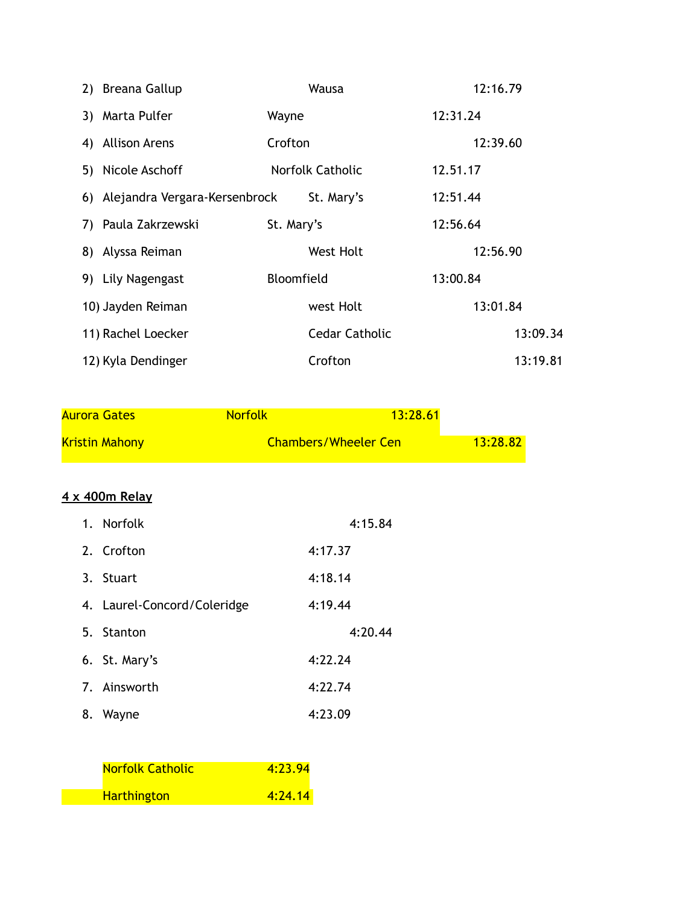2) Breana Gallup Wausa 12:16.79

3) Marta Pulfer Wayne 12:31.24

4) Allison Arens Crofton 12:39.60

5) Nicole Aschoff Norfolk Catholic 12.51.17

6) Alejandra Vergara-Kersenbrock St. Mary's 12:51.44

7) Paula Zakrzewski St. Mary's 12:56.64

8) Alyssa Reiman West Holt 12:56.90

9) Lily Nagengast Bloomfield 13:00.84

10) Jayden Reiman west Holt 13:01.84

11) Rachel Loecker Cedar Catholic 13:09.34

12) Kyla Dendinger Crofton 13:19.81

Aurora Gates Norfolk 13:28.61

Kristin Mahony Chambers/Wheeler Cen 13:28.82

**<u>4 x 400m Relay</u>**

1. Norfolk 4:15.84
2. Crofton 4:17.37
3. Stuart 4:18.14
4. Laurel-Concord/Coleridge 4:19.44
5. Stanton 4:20.44
6. St. Mary's 4:22.24
7. Ainsworth 4:22.74
8. Wayne 4:23.09

Norfolk Catholic 4:23.94

Harthington 4:24.14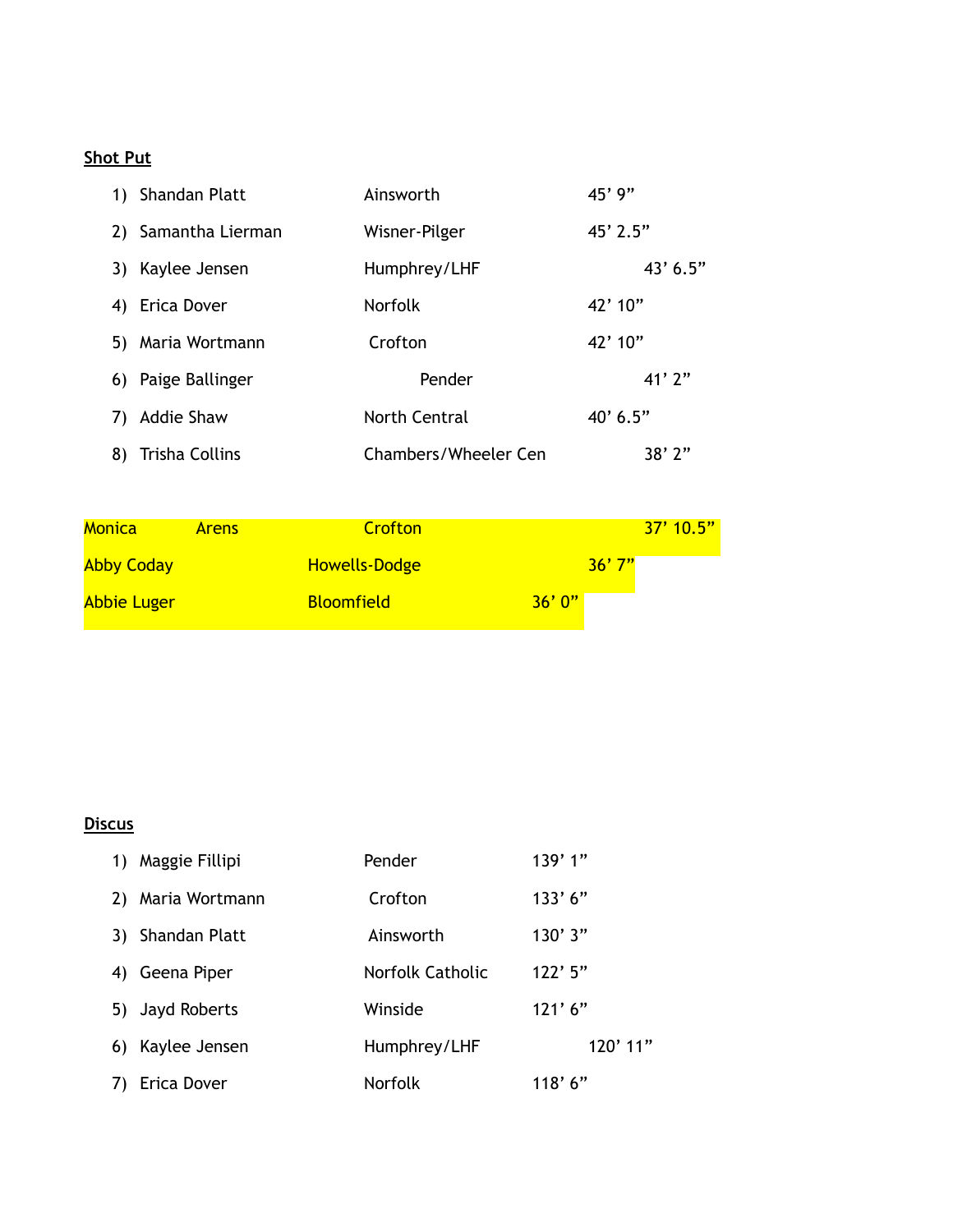**Shot Put**

| Place | Name | School | Mark |
|---|---|---|---|
| 1) | Shandan Platt | Ainsworth | 45’ 9” |
| 2) | Samantha Lierman | Wisner-Pilger | 45’ 2.5” |
| 3) | Kaylee Jensen | Humphrey/LHF | 43’ 6.5” |
| 4) | Erica Dover | Norfolk | 42’ 10” |
| 5) | Maria Wortmann | Crofton | 42’ 10” |
| 6) | Paige Ballinger | Pender | 41’ 2” |
| 7) | Addie Shaw | North Central | 40’ 6.5” |
| 8) | Trisha Collins | Chambers/Wheeler Cen | 38’ 2” |

| Name | School | Mark |
|---|---|---|
| Monica Arens | Crofton | 37’ 10.5” |
| Abby Coday | Howells-Dodge | 36’ 7” |
| Abbie Luger | Bloomfield | 36’ 0” |

**Discus**

| Place | Name | School | Mark |
|---|---|---|---|
| 1) | Maggie Fillipi | Pender | 139’ 1” |
| 2) | Maria Wortmann | Crofton | 133’ 6” |
| 3) | Shandan Platt | Ainsworth | 130’ 3” |
| 4) | Geena Piper | Norfolk Catholic | 122’ 5” |
| 5) | Jayd Roberts | Winside | 121’ 6” |
| 6) | Kaylee Jensen | Humphrey/LHF | 120’ 11” |
| 7) | Erica Dover | Norfolk | 118’ 6” |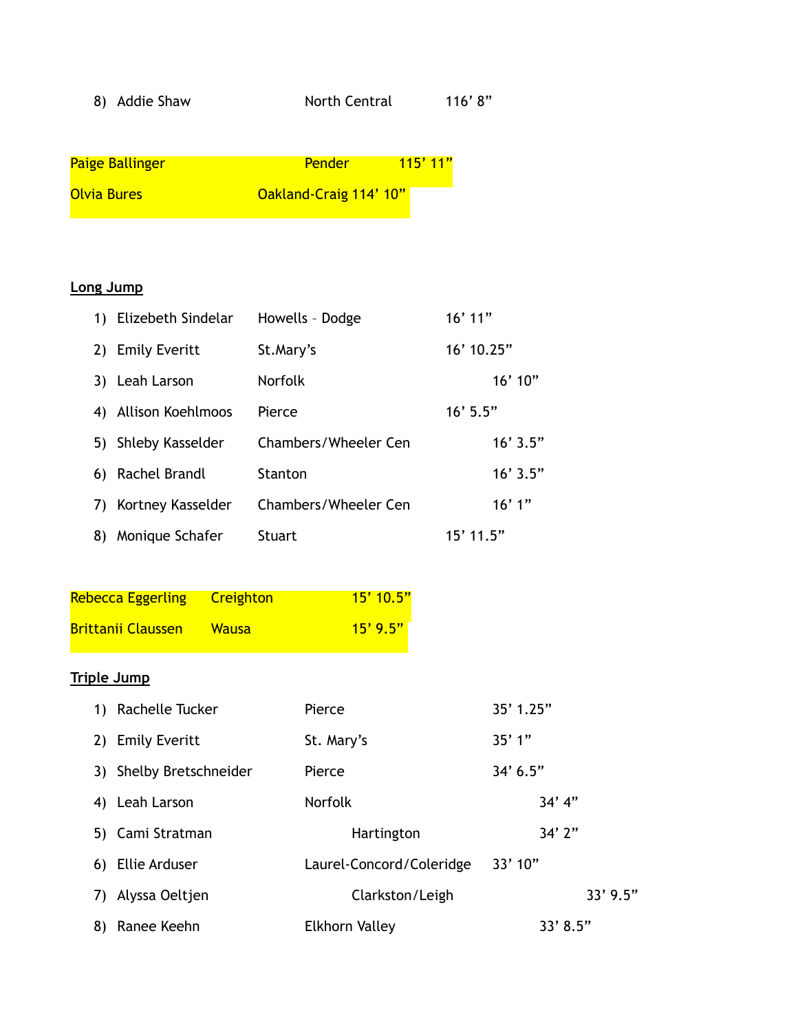8) Addie Shaw North Central 116' 8"

Paige Ballinger Pender 115' 11"

Olvia Bures Oakland-Craig 114' 10"

**Long Jump**

1) Elizebeth Sindelar Howells – Dodge 16' 11"
2) Emily Everitt St.Mary's 16' 10.25"
3) Leah Larson Norfolk 16' 10"
4) Allison Koehlmoos Pierce 16' 5.5"
5) Shleby Kasselder Chambers/Wheeler Cen 16' 3.5"
6) Rachel Brandl Stanton 16' 3.5"
7) Kortney Kasselder Chambers/Wheeler Cen 16' 1"
8) Monique Schafer Stuart 15' 11.5"

Rebecca Eggerling Creighton 15' 10.5"

Brittanii Claussen Wausa 15' 9.5"

**Triple Jump**

1) Rachelle Tucker Pierce 35' 1.25"
2) Emily Everitt St. Mary's 35' 1"
3) Shelby Bretschneider Pierce 34' 6.5"
4) Leah Larson Norfolk 34' 4"
5) Cami Stratman Hartington 34' 2"
6) Ellie Arduser Laurel-Concord/Coleridge 33' 10"
7) Alyssa Oeltjen Clarkston/Leigh 33' 9.5"
8) Ranee Keehn Elkhorn Valley 33' 8.5"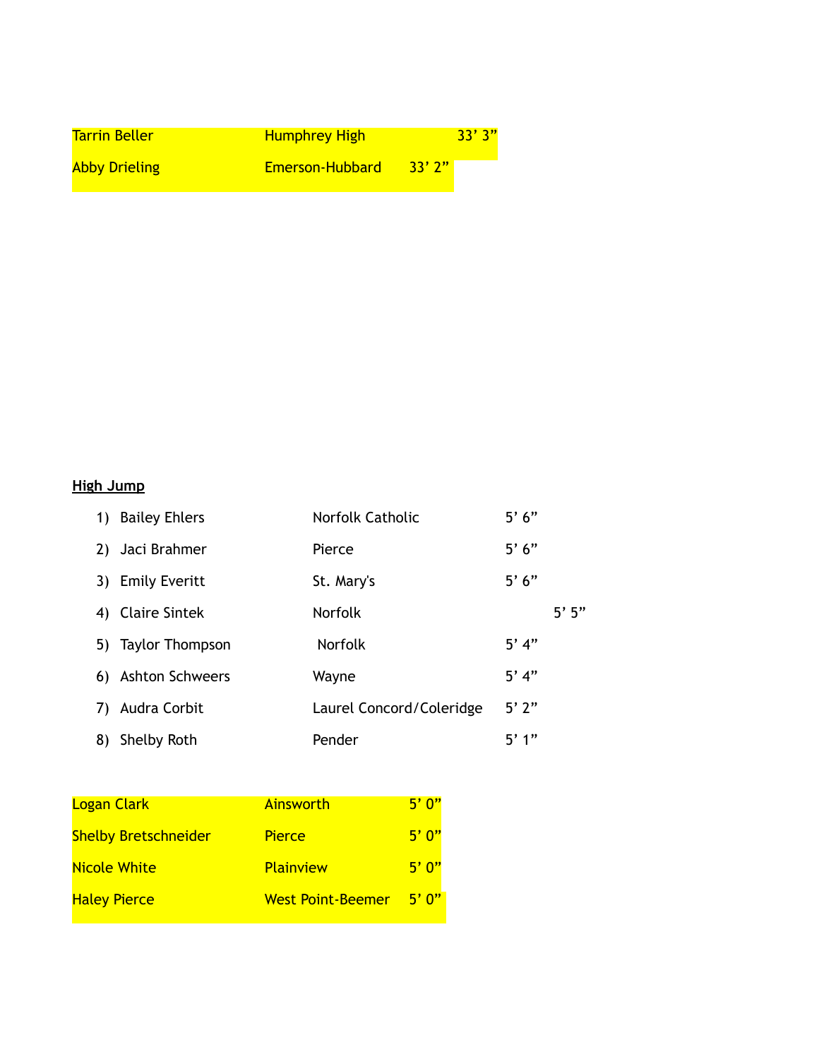Tarrin Beller Humphrey High 33’ 3”

Abby Drieling Emerson-Hubbard 33’ 2”

**High Jump**

1) Bailey Ehlers Norfolk Catholic 5’ 6”
2) Jaci Brahmer Pierce 5’ 6”
3) Emily Everitt St. Mary's 5’ 6”
4) Claire Sintek Norfolk 5’ 5”
5) Taylor Thompson Norfolk 5’ 4”
6) Ashton Schweers Wayne 5’ 4”
7) Audra Corbit Laurel Concord/Coleridge 5’ 2”
8) Shelby Roth Pender 5’ 1”

Logan Clark Ainsworth 5’ 0”

Shelby Bretschneider Pierce 5’ 0”

Nicole White Plainview 5’ 0”

Haley Pierce West Point-Beemer 5’ 0”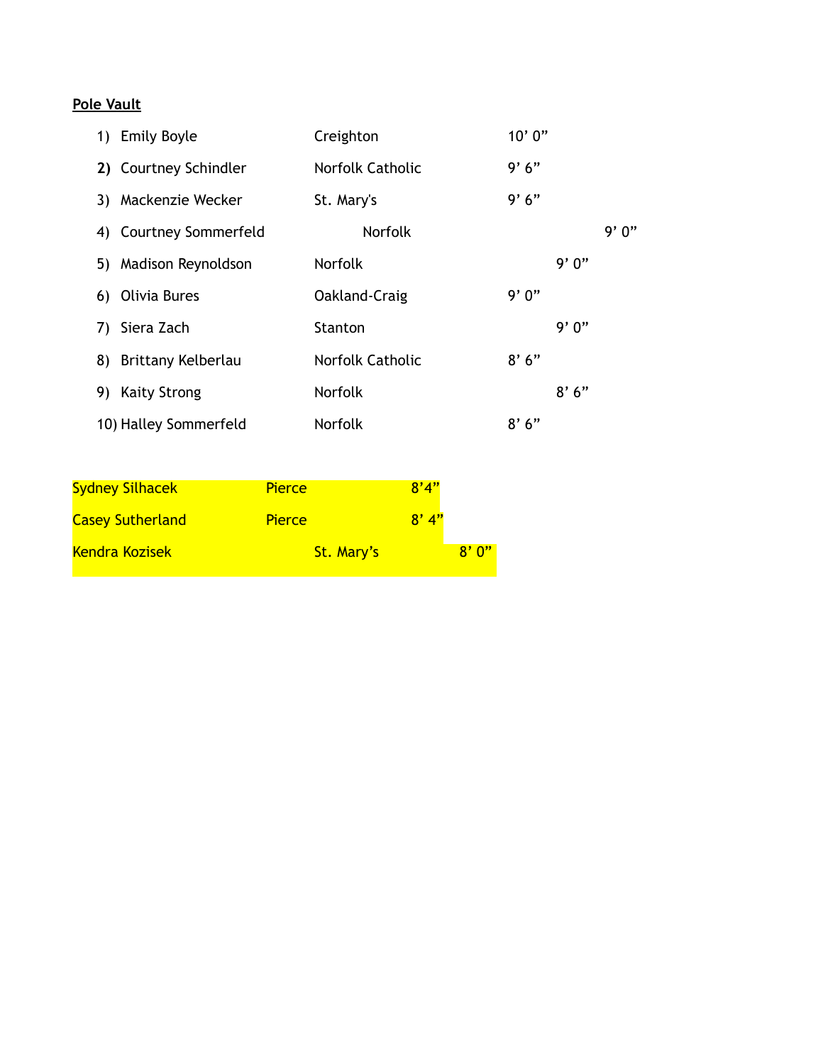**Pole Vault**

| | | | |
|---|---|---|---|
| 1) | Emily Boyle | Creighton | 10’ 0” |
| **2)** | Courtney Schindler | Norfolk Catholic | 9’ 6” |
| 3) | Mackenzie Wecker | St. Mary's | 9’ 6” |
| 4) | Courtney Sommerfeld | Norfolk | 9’ 0” |
| 5) | Madison Reynoldson | Norfolk | 9’ 0” |
| 6) | Olivia Bures | Oakland-Craig | 9’ 0” |
| 7) | Siera Zach | Stanton | 9’ 0” |
| 8) | Brittany Kelberlau | Norfolk Catholic | 8’ 6” |
| 9) | Kaity Strong | Norfolk | 8’ 6” |
| 10) | Halley Sommerfeld | Norfolk | 8’ 6” |

| | | |
|---|---|---|
| Sydney Silhacek | Pierce | 8’4” |
| Casey Sutherland | Pierce | 8’ 4” |
| Kendra Kozisek | St. Mary’s | 8’ 0” |